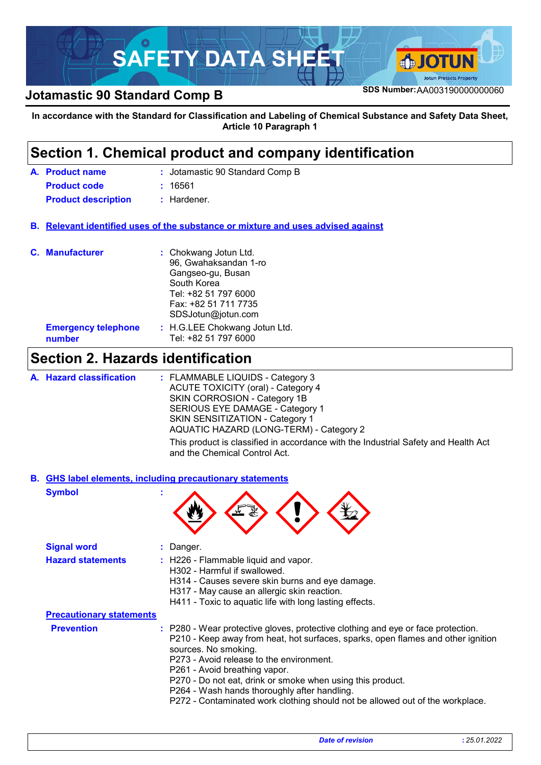# SAFETY DATA SHEET

## Jotamastic 90 Standard Comp B

SDS Number: AA003190000000060

**In accordance with the Standard for Classification and Labeling of Chemical Substance and Safety Data Sheet, Article 10 Paragraph 1**

## Section 1. Chemical product and company identification

**A. Product name** : Jotamastic 90 Standard Comp B

**Product code** : 16561

**Product description** : Hardener.

**B. Relevant identified uses of the substance or mixture and uses advised against**

**C. Manufacturer** : Chokwang Jotun Ltd.
96, Gwahaksandan 1-ro
Gangseo-gu, Busan
South Korea
Tel: +82 51 797 6000
Fax: +82 51 711 7735
SDSJotun@jotun.com

**Emergency telephone number** : H.G.LEE Chokwang Jotun Ltd.
Tel: +82 51 797 6000

## Section 2. Hazards identification

**A. Hazard classification** : FLAMMABLE LIQUIDS - Category 3
ACUTE TOXICITY (oral) - Category 4
SKIN CORROSION - Category 1B
SERIOUS EYE DAMAGE - Category 1
SKIN SENSITIZATION - Category 1
AQUATIC HAZARD (LONG-TERM) - Category 2

This product is classified in accordance with the Industrial Safety and Health Act and the Chemical Control Act.

**B. GHS label elements, including precautionary statements**

**Symbol** :

**Signal word** : Danger.

**Hazard statements** : H226 - Flammable liquid and vapor.
H302 - Harmful if swallowed.
H314 - Causes severe skin burns and eye damage.
H317 - May cause an allergic skin reaction.
H411 - Toxic to aquatic life with long lasting effects.

**Precautionary statements**

**Prevention** : P280 - Wear protective gloves, protective clothing and eye or face protection.
P210 - Keep away from heat, hot surfaces, sparks, open flames and other ignition sources. No smoking.
P273 - Avoid release to the environment.
P261 - Avoid breathing vapor.
P270 - Do not eat, drink or smoke when using this product.
P264 - Wash hands thoroughly after handling.
P272 - Contaminated work clothing should not be allowed out of the workplace.

*Date of revision* : 25.01.2022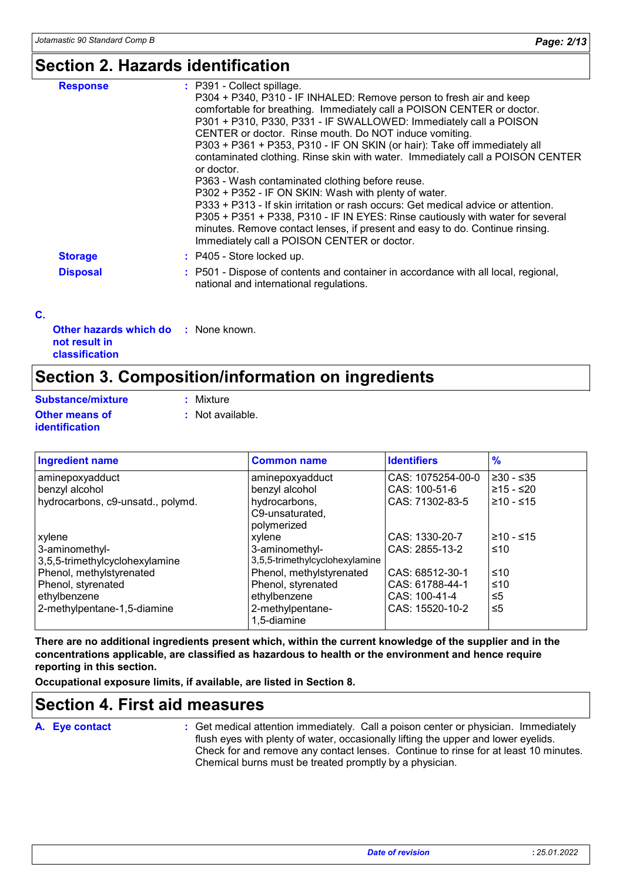## Section 2. Hazards identification

**Response** : P391 - Collect spillage.
P304 + P340, P310 - IF INHALED: Remove person to fresh air and keep comfortable for breathing. Immediately call a POISON CENTER or doctor.
P301 + P310, P330, P331 - IF SWALLOWED: Immediately call a POISON CENTER or doctor. Rinse mouth. Do NOT induce vomiting.
P303 + P361 + P353, P310 - IF ON SKIN (or hair): Take off immediately all contaminated clothing. Rinse skin with water. Immediately call a POISON CENTER or doctor.
P363 - Wash contaminated clothing before reuse.
P302 + P352 - IF ON SKIN: Wash with plenty of water.
P333 + P313 - If skin irritation or rash occurs: Get medical advice or attention.
P305 + P351 + P338, P310 - IF IN EYES: Rinse cautiously with water for several minutes. Remove contact lenses, if present and easy to do. Continue rinsing. Immediately call a POISON CENTER or doctor.

**Storage** : P405 - Store locked up.

**Disposal** : P501 - Dispose of contents and container in accordance with all local, regional, national and international regulations.

**C.**

**Other hazards which do not result in classification** : None known.

## Section 3. Composition/information on ingredients

**Substance/mixture** : Mixture

**Other means of identification** : Not available.

| Ingredient name | Common name | Identifiers | % |
|---|---|---|---|
| aminepoxyadduct | aminepoxyadduct | CAS: 1075254-00-0 | ≥30 - ≤35 |
| benzyl alcohol | benzyl alcohol | CAS: 100-51-6 | ≥15 - ≤20 |
| hydrocarbons, c9-unsatd., polymd. | hydrocarbons, C9-unsaturated, polymerized | CAS: 71302-83-5 | ≥10 - ≤15 |
| xylene | xylene | CAS: 1330-20-7 | ≥10 - ≤15 |
| 3-aminomethyl-3,5,5-trimethylcyclohexylamine | 3-aminomethyl-3,5,5-trimethylcyclohexylamine | CAS: 2855-13-2 | ≤10 |
| Phenol, methylstyrenated | Phenol, methylstyrenated | CAS: 68512-30-1 | ≤10 |
| Phenol, styrenated | Phenol, styrenated | CAS: 61788-44-1 | ≤10 |
| ethylbenzene | ethylbenzene | CAS: 100-41-4 | ≤5 |
| 2-methylpentane-1,5-diamine | 2-methylpentane-1,5-diamine | CAS: 15520-10-2 | ≤5 |

**There are no additional ingredients present which, within the current knowledge of the supplier and in the concentrations applicable, are classified as hazardous to health or the environment and hence require reporting in this section.**

**Occupational exposure limits, if available, are listed in Section 8.**

## Section 4. First aid measures

**A. Eye contact** : Get medical attention immediately. Call a poison center or physician. Immediately flush eyes with plenty of water, occasionally lifting the upper and lower eyelids. Check for and remove any contact lenses. Continue to rinse for at least 10 minutes. Chemical burns must be treated promptly by a physician.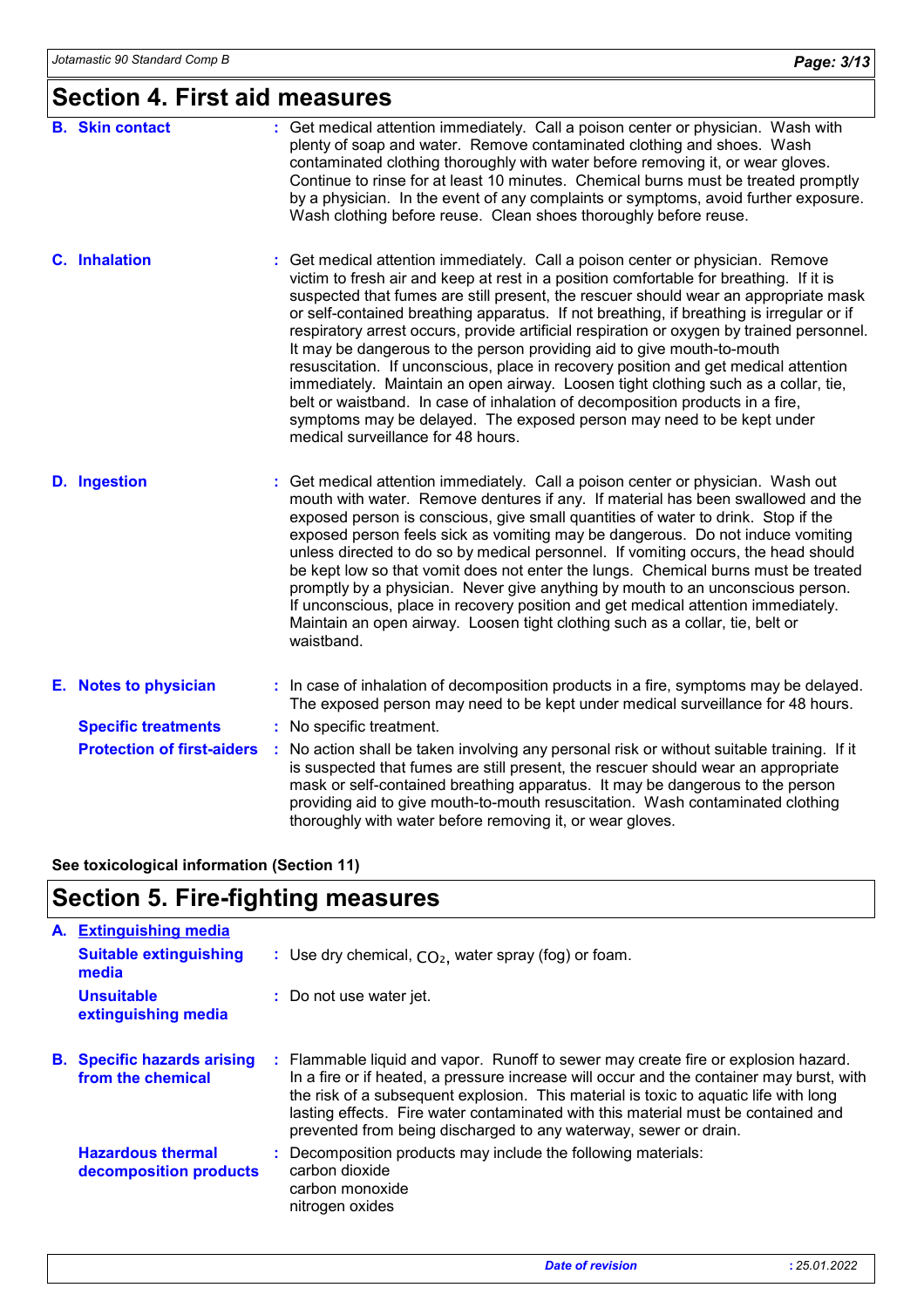## Section 4. First aid measures

**B. Skin contact** : Get medical attention immediately. Call a poison center or physician. Wash with plenty of soap and water. Remove contaminated clothing and shoes. Wash contaminated clothing thoroughly with water before removing it, or wear gloves. Continue to rinse for at least 10 minutes. Chemical burns must be treated promptly by a physician. In the event of any complaints or symptoms, avoid further exposure. Wash clothing before reuse. Clean shoes thoroughly before reuse.

**C. Inhalation** : Get medical attention immediately. Call a poison center or physician. Remove victim to fresh air and keep at rest in a position comfortable for breathing. If it is suspected that fumes are still present, the rescuer should wear an appropriate mask or self-contained breathing apparatus. If not breathing, if breathing is irregular or if respiratory arrest occurs, provide artificial respiration or oxygen by trained personnel. It may be dangerous to the person providing aid to give mouth-to-mouth resuscitation. If unconscious, place in recovery position and get medical attention immediately. Maintain an open airway. Loosen tight clothing such as a collar, tie, belt or waistband. In case of inhalation of decomposition products in a fire, symptoms may be delayed. The exposed person may need to be kept under medical surveillance for 48 hours.

**D. Ingestion** : Get medical attention immediately. Call a poison center or physician. Wash out mouth with water. Remove dentures if any. If material has been swallowed and the exposed person is conscious, give small quantities of water to drink. Stop if the exposed person feels sick as vomiting may be dangerous. Do not induce vomiting unless directed to do so by medical personnel. If vomiting occurs, the head should be kept low so that vomit does not enter the lungs. Chemical burns must be treated promptly by a physician. Never give anything by mouth to an unconscious person. If unconscious, place in recovery position and get medical attention immediately. Maintain an open airway. Loosen tight clothing such as a collar, tie, belt or waistband.

**E. Notes to physician** : In case of inhalation of decomposition products in a fire, symptoms may be delayed. The exposed person may need to be kept under medical surveillance for 48 hours.

**Specific treatments** : No specific treatment.

**Protection of first-aiders** : No action shall be taken involving any personal risk or without suitable training. If it is suspected that fumes are still present, the rescuer should wear an appropriate mask or self-contained breathing apparatus. It may be dangerous to the person providing aid to give mouth-to-mouth resuscitation. Wash contaminated clothing thoroughly with water before removing it, or wear gloves.

**See toxicological information (Section 11)**

## Section 5. Fire-fighting measures

**A. Extinguishing media**

**Suitable extinguishing media** : Use dry chemical, $CO_2$, water spray (fog) or foam.

**Unsuitable extinguishing media** : Do not use water jet.

**B. Specific hazards arising from the chemical** : Flammable liquid and vapor. Runoff to sewer may create fire or explosion hazard. In a fire or if heated, a pressure increase will occur and the container may burst, with the risk of a subsequent explosion. This material is toxic to aquatic life with long lasting effects. Fire water contaminated with this material must be contained and prevented from being discharged to any waterway, sewer or drain.

**Hazardous thermal decomposition products** : Decomposition products may include the following materials:
carbon dioxide
carbon monoxide
nitrogen oxides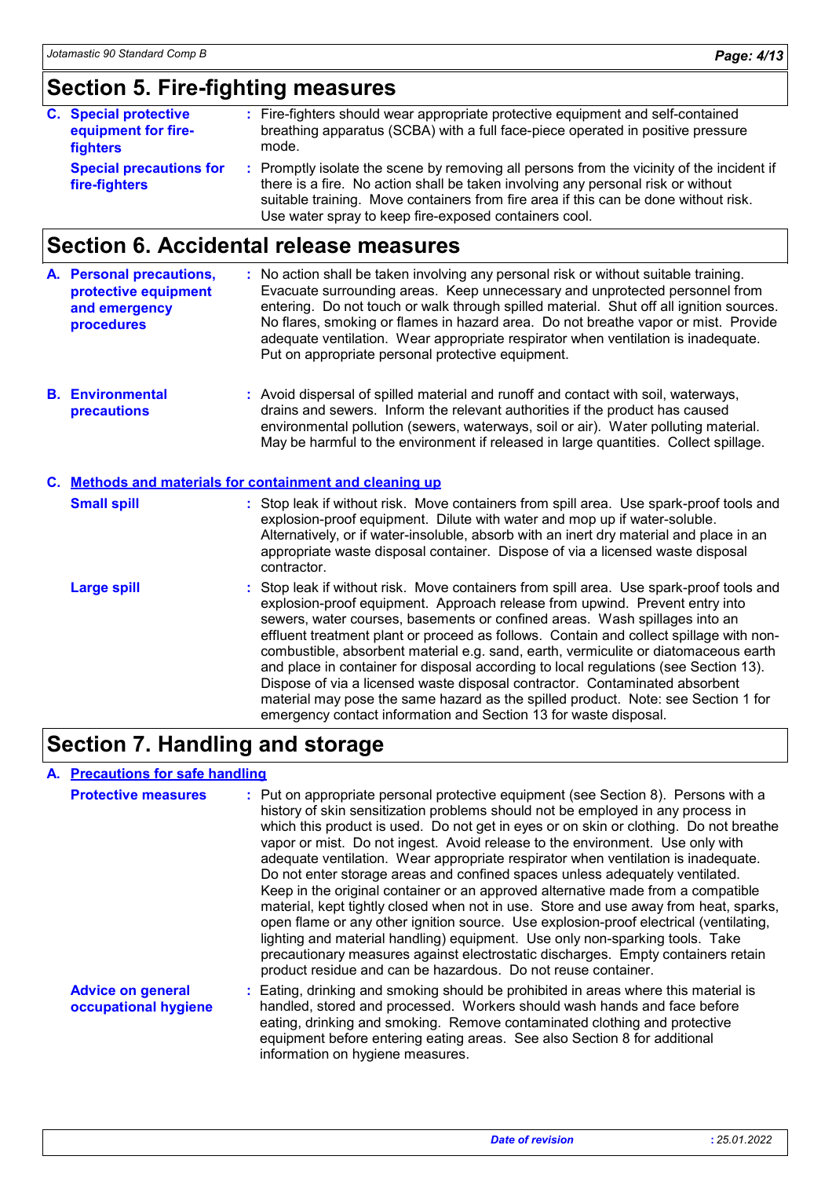## Section 5. Fire-fighting measures

**C. Special protective equipment for fire-fighters** : Fire-fighters should wear appropriate protective equipment and self-contained breathing apparatus (SCBA) with a full face-piece operated in positive pressure mode.

**Special precautions for fire-fighters** : Promptly isolate the scene by removing all persons from the vicinity of the incident if there is a fire. No action shall be taken involving any personal risk or without suitable training. Move containers from fire area if this can be done without risk. Use water spray to keep fire-exposed containers cool.

## Section 6. Accidental release measures

**A. Personal precautions, protective equipment and emergency procedures** : No action shall be taken involving any personal risk or without suitable training. Evacuate surrounding areas. Keep unnecessary and unprotected personnel from entering. Do not touch or walk through spilled material. Shut off all ignition sources. No flares, smoking or flames in hazard area. Do not breathe vapor or mist. Provide adequate ventilation. Wear appropriate respirator when ventilation is inadequate. Put on appropriate personal protective equipment.

**B. Environmental precautions** : Avoid dispersal of spilled material and runoff and contact with soil, waterways, drains and sewers. Inform the relevant authorities if the product has caused environmental pollution (sewers, waterways, soil or air). Water polluting material. May be harmful to the environment if released in large quantities. Collect spillage.

### C. Methods and materials for containment and cleaning up

**Small spill** : Stop leak if without risk. Move containers from spill area. Use spark-proof tools and explosion-proof equipment. Dilute with water and mop up if water-soluble. Alternatively, or if water-insoluble, absorb with an inert dry material and place in an appropriate waste disposal container. Dispose of via a licensed waste disposal contractor.

**Large spill** : Stop leak if without risk. Move containers from spill area. Use spark-proof tools and explosion-proof equipment. Approach release from upwind. Prevent entry into sewers, water courses, basements or confined areas. Wash spillages into an effluent treatment plant or proceed as follows. Contain and collect spillage with non-combustible, absorbent material e.g. sand, earth, vermiculite or diatomaceous earth and place in container for disposal according to local regulations (see Section 13). Dispose of via a licensed waste disposal contractor. Contaminated absorbent material may pose the same hazard as the spilled product. Note: see Section 1 for emergency contact information and Section 13 for waste disposal.

## Section 7. Handling and storage

### A. Precautions for safe handling

**Protective measures** : Put on appropriate personal protective equipment (see Section 8). Persons with a history of skin sensitization problems should not be employed in any process in which this product is used. Do not get in eyes or on skin or clothing. Do not breathe vapor or mist. Do not ingest. Avoid release to the environment. Use only with adequate ventilation. Wear appropriate respirator when ventilation is inadequate. Do not enter storage areas and confined spaces unless adequately ventilated. Keep in the original container or an approved alternative made from a compatible material, kept tightly closed when not in use. Store and use away from heat, sparks, open flame or any other ignition source. Use explosion-proof electrical (ventilating, lighting and material handling) equipment. Use only non-sparking tools. Take precautionary measures against electrostatic discharges. Empty containers retain product residue and can be hazardous. Do not reuse container.

**Advice on general occupational hygiene** : Eating, drinking and smoking should be prohibited in areas where this material is handled, stored and processed. Workers should wash hands and face before eating, drinking and smoking. Remove contaminated clothing and protective equipment before entering eating areas. See also Section 8 for additional information on hygiene measures.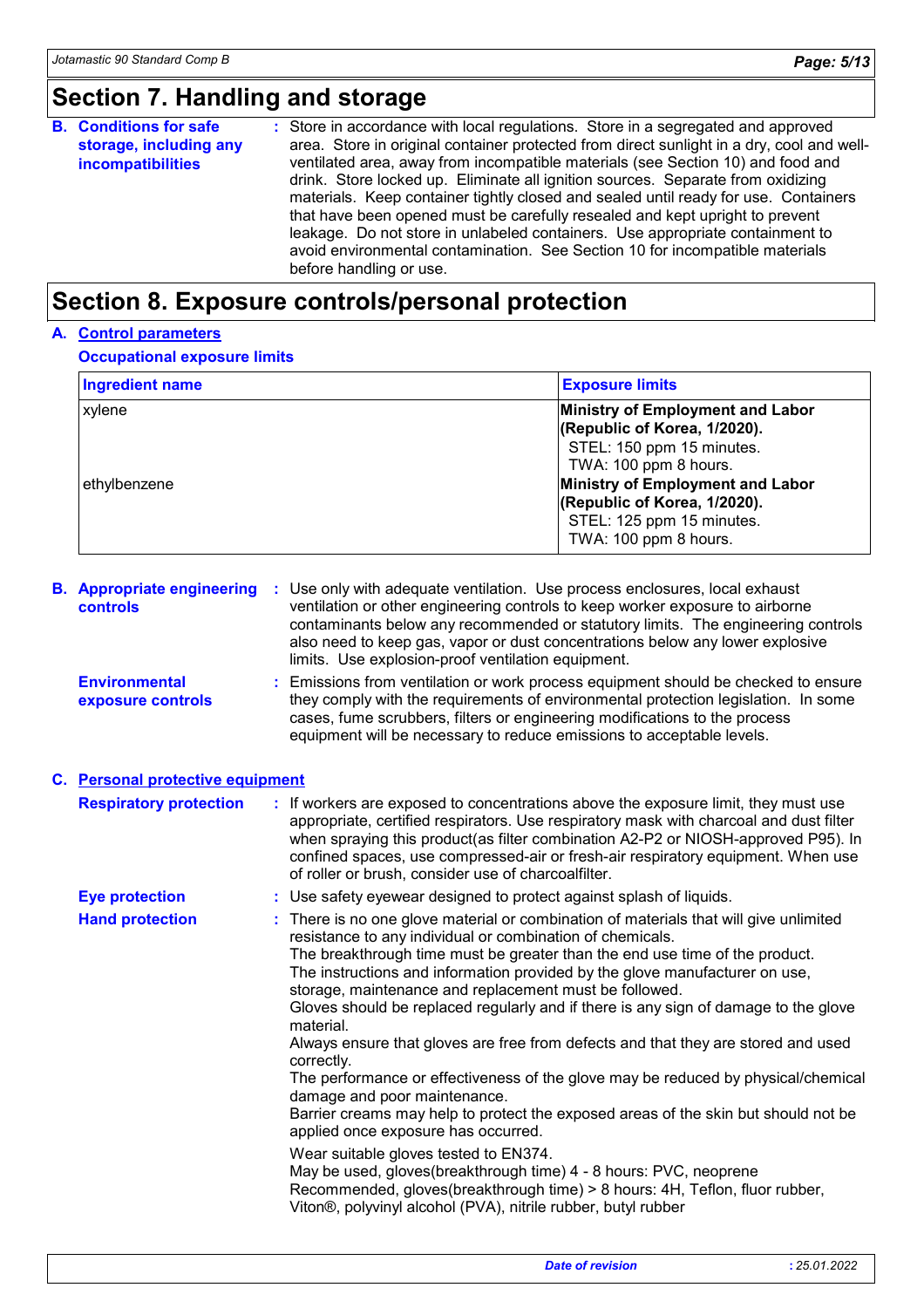# Section 7. Handling and storage

**B. Conditions for safe storage, including any incompatibilities** : Store in accordance with local regulations. Store in a segregated and approved area. Store in original container protected from direct sunlight in a dry, cool and well-ventilated area, away from incompatible materials (see Section 10) and food and drink. Store locked up. Eliminate all ignition sources. Separate from oxidizing materials. Keep container tightly closed and sealed until ready for use. Containers that have been opened must be carefully resealed and kept upright to prevent leakage. Do not store in unlabeled containers. Use appropriate containment to avoid environmental contamination. See Section 10 for incompatible materials before handling or use.

# Section 8. Exposure controls/personal protection

## A. Control parameters

### Occupational exposure limits

| Ingredient name | Exposure limits |
|---|---|
| xylene | **Ministry of Employment and Labor (Republic of Korea, 1/2020).**<br>STEL: 150 ppm 15 minutes.<br>TWA: 100 ppm 8 hours. |
| ethylbenzene | **Ministry of Employment and Labor (Republic of Korea, 1/2020).**<br>STEL: 125 ppm 15 minutes.<br>TWA: 100 ppm 8 hours. |

**B. Appropriate engineering controls** : Use only with adequate ventilation. Use process enclosures, local exhaust ventilation or other engineering controls to keep worker exposure to airborne contaminants below any recommended or statutory limits. The engineering controls also need to keep gas, vapor or dust concentrations below any lower explosive limits. Use explosion-proof ventilation equipment.

**Environmental exposure controls** : Emissions from ventilation or work process equipment should be checked to ensure they comply with the requirements of environmental protection legislation. In some cases, fume scrubbers, filters or engineering modifications to the process equipment will be necessary to reduce emissions to acceptable levels.

## C. Personal protective equipment

**Respiratory protection** : If workers are exposed to concentrations above the exposure limit, they must use appropriate, certified respirators. Use respiratory mask with charcoal and dust filter when spraying this product(as filter combination A2-P2 or NIOSH-approved P95). In confined spaces, use compressed-air or fresh-air respiratory equipment. When use of roller or brush, consider use of charcoalfilter.

**Eye protection** : Use safety eyewear designed to protect against splash of liquids.

**Hand protection** : There is no one glove material or combination of materials that will give unlimited resistance to any individual or combination of chemicals.
The breakthrough time must be greater than the end use time of the product.
The instructions and information provided by the glove manufacturer on use, storage, maintenance and replacement must be followed.
Gloves should be replaced regularly and if there is any sign of damage to the glove material.
Always ensure that gloves are free from defects and that they are stored and used correctly.
The performance or effectiveness of the glove may be reduced by physical/chemical damage and poor maintenance.
Barrier creams may help to protect the exposed areas of the skin but should not be applied once exposure has occurred.

Wear suitable gloves tested to EN374.
May be used, gloves(breakthrough time) 4 - 8 hours: PVC, neoprene
Recommended, gloves(breakthrough time) > 8 hours: 4H, Teflon, fluor rubber, Viton®, polyvinyl alcohol (PVA), nitrile rubber, butyl rubber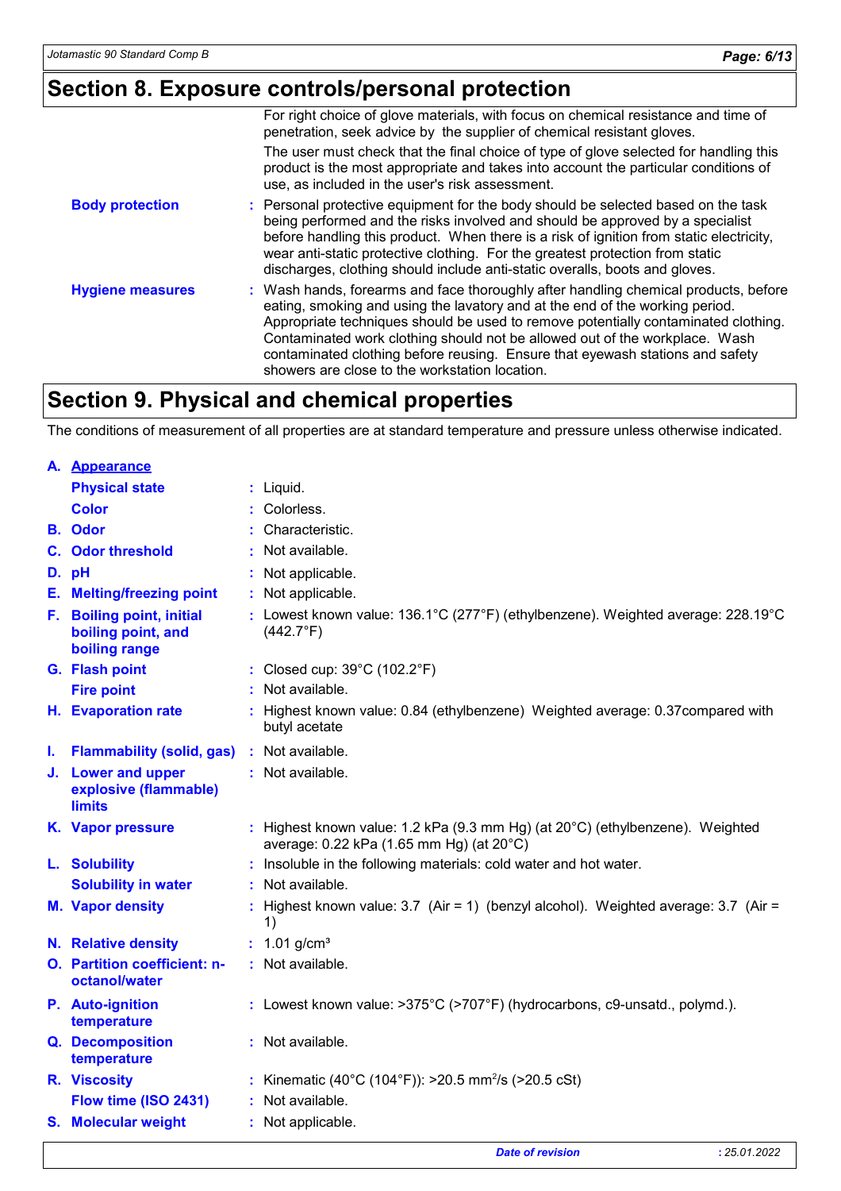## Section 8. Exposure controls/personal protection

For right choice of glove materials, with focus on chemical resistance and time of penetration, seek advice by the supplier of chemical resistant gloves.

The user must check that the final choice of type of glove selected for handling this product is the most appropriate and takes into account the particular conditions of use, as included in the user's risk assessment.

**Body protection** : Personal protective equipment for the body should be selected based on the task being performed and the risks involved and should be approved by a specialist before handling this product. When there is a risk of ignition from static electricity, wear anti-static protective clothing. For the greatest protection from static discharges, clothing should include anti-static overalls, boots and gloves.

**Hygiene measures** : Wash hands, forearms and face thoroughly after handling chemical products, before eating, smoking and using the lavatory and at the end of the working period. Appropriate techniques should be used to remove potentially contaminated clothing. Contaminated work clothing should not be allowed out of the workplace. Wash contaminated clothing before reusing. Ensure that eyewash stations and safety showers are close to the workstation location.

## Section 9. Physical and chemical properties

The conditions of measurement of all properties are at standard temperature and pressure unless otherwise indicated.

| Property | Value |
|---|---|
| **A. Appearance** | |
| **Physical state** | Liquid. |
| **Color** | Colorless. |
| **B. Odor** | Characteristic. |
| **C. Odor threshold** | Not available. |
| **D. pH** | Not applicable. |
| **E. Melting/freezing point** | Not applicable. |
| **F. Boiling point, initial boiling point, and boiling range** | Lowest known value: 136.1°C (277°F) (ethylbenzene). Weighted average: 228.19°C (442.7°F) |
| **G. Flash point** | Closed cup: 39°C (102.2°F) |
| **Fire point** | Not available. |
| **H. Evaporation rate** | Highest known value: 0.84 (ethylbenzene) Weighted average: 0.37compared with butyl acetate |
| **I. Flammability (solid, gas)** | Not available. |
| **J. Lower and upper explosive (flammable) limits** | Not available. |
| **K. Vapor pressure** | Highest known value: 1.2 kPa (9.3 mm Hg) (at 20°C) (ethylbenzene). Weighted average: 0.22 kPa (1.65 mm Hg) (at 20°C) |
| **L. Solubility** | Insoluble in the following materials: cold water and hot water. |
| **Solubility in water** | Not available. |
| **M. Vapor density** | Highest known value: 3.7 (Air = 1) (benzyl alcohol). Weighted average: 3.7 (Air = 1) |
| **N. Relative density** | 1.01 g/cm³ |
| **O. Partition coefficient: n-octanol/water** | Not available. |
| **P. Auto-ignition temperature** | Lowest known value: >375°C (>707°F) (hydrocarbons, c9-unsatd., polymd.). |
| **Q. Decomposition temperature** | Not available. |
| **R. Viscosity** | Kinematic (40°C (104°F)): >20.5 $mm^2/s$ (>20.5 cSt) |
| **Flow time (ISO 2431)** | Not available. |
| **S. Molecular weight** | Not applicable. |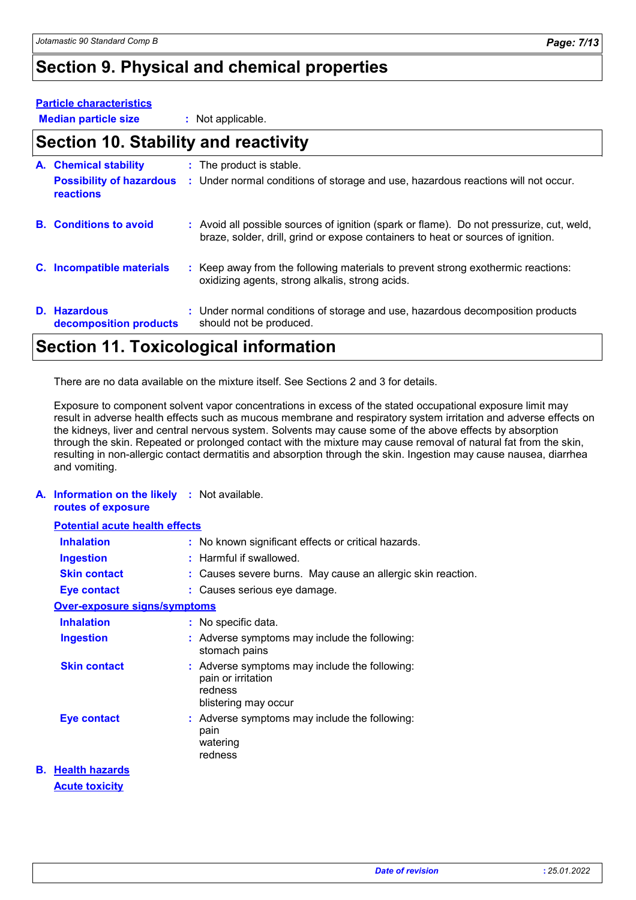## Section 9. Physical and chemical properties

**Particle characteristics**

**Median particle size** : Not applicable.

## Section 10. Stability and reactivity

**A. Chemical stability** : The product is stable.

**Possibility of hazardous reactions** : Under normal conditions of storage and use, hazardous reactions will not occur.

**B. Conditions to avoid** : Avoid all possible sources of ignition (spark or flame). Do not pressurize, cut, weld, braze, solder, drill, grind or expose containers to heat or sources of ignition.

**C. Incompatible materials** : Keep away from the following materials to prevent strong exothermic reactions: oxidizing agents, strong alkalis, strong acids.

**D. Hazardous decomposition products** : Under normal conditions of storage and use, hazardous decomposition products should not be produced.

## Section 11. Toxicological information

There are no data available on the mixture itself. See Sections 2 and 3 for details.

Exposure to component solvent vapor concentrations in excess of the stated occupational exposure limit may result in adverse health effects such as mucous membrane and respiratory system irritation and adverse effects on the kidneys, liver and central nervous system. Solvents may cause some of the above effects by absorption through the skin. Repeated or prolonged contact with the mixture may cause removal of natural fat from the skin, resulting in non-allergic contact dermatitis and absorption through the skin. Ingestion may cause nausea, diarrhea and vomiting.

**A. Information on the likely routes of exposure** : Not available.

**Potential acute health effects**

**Inhalation** : No known significant effects or critical hazards.

**Ingestion** : Harmful if swallowed.

**Skin contact** : Causes severe burns. May cause an allergic skin reaction.

**Eye contact** : Causes serious eye damage.

**Over-exposure signs/symptoms**

**Inhalation** : No specific data.

**Ingestion** : Adverse symptoms may include the following:
stomach pains

**Skin contact** : Adverse symptoms may include the following:
pain or irritation
redness
blistering may occur

**Eye contact** : Adverse symptoms may include the following:
pain
watering
redness

**B. Health hazards**

**Acute toxicity**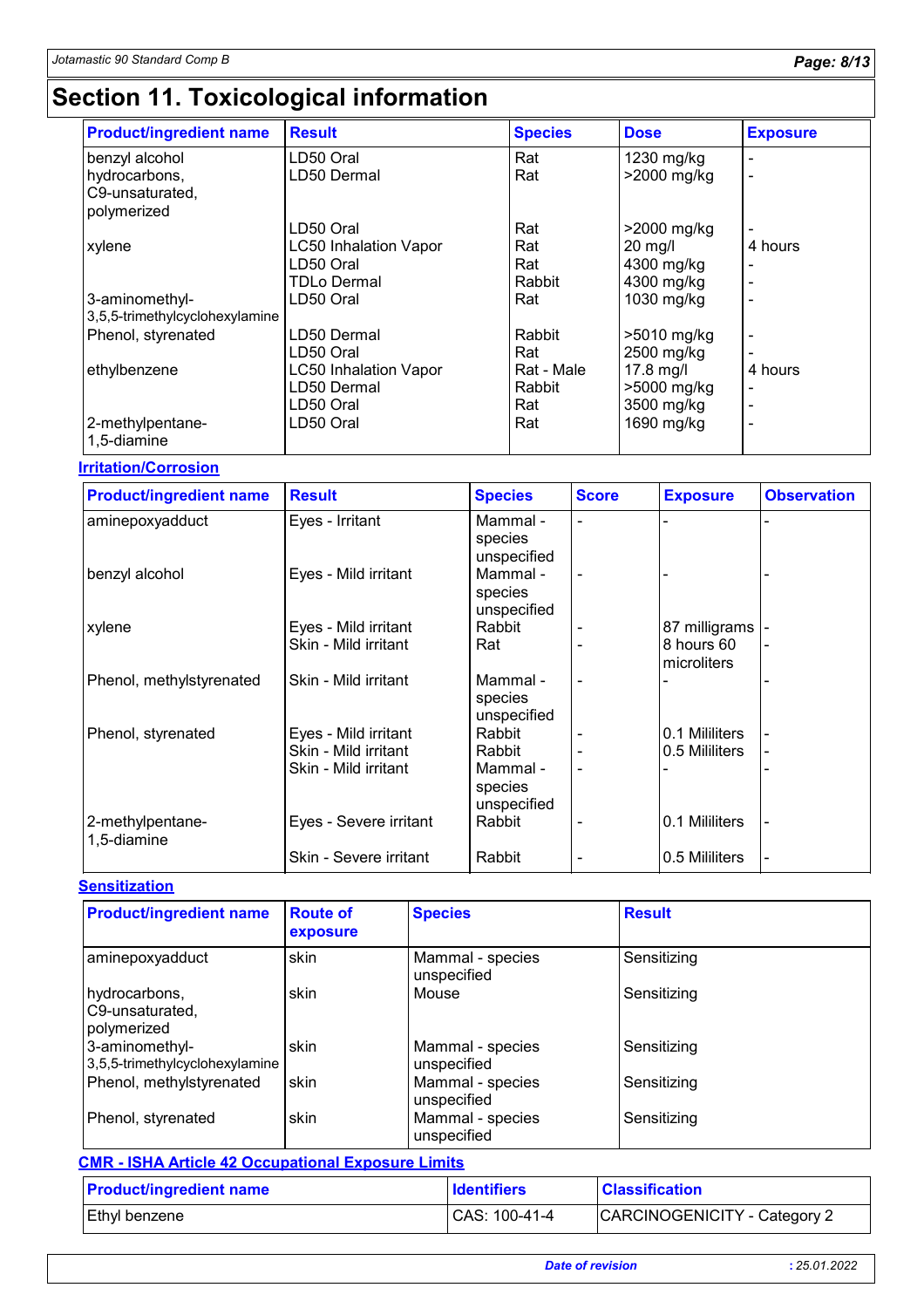# Section 11. Toxicological information

| Product/ingredient name | Result | Species | Dose | Exposure |
|---|---|---|---|---|
| benzyl alcohol | LD50 Oral | Rat | 1230 mg/kg | - |
| hydrocarbons, C9-unsaturated, polymerized | LD50 Dermal | Rat | >2000 mg/kg | - |
| | LD50 Oral | Rat | >2000 mg/kg | - |
| xylene | LC50 Inhalation Vapor | Rat | 20 mg/l | 4 hours |
| | LD50 Oral | Rat | 4300 mg/kg | - |
| | TDLo Dermal | Rabbit | 4300 mg/kg | - |
| 3-aminomethyl-3,5,5-trimethylcyclohexylamine | LD50 Oral | Rat | 1030 mg/kg | - |
| Phenol, styrenated | LD50 Dermal | Rabbit | >5010 mg/kg | - |
| | LD50 Oral | Rat | 2500 mg/kg | - |
| ethylbenzene | LC50 Inhalation Vapor | Rat - Male | 17.8 mg/l | 4 hours |
| | LD50 Dermal | Rabbit | >5000 mg/kg | - |
| | LD50 Oral | Rat | 3500 mg/kg | - |
| 2-methylpentane-1,5-diamine | LD50 Oral | Rat | 1690 mg/kg | - |

**Irritation/Corrosion**

| Product/ingredient name | Result | Species | Score | Exposure | Observation |
|---|---|---|---|---|---|
| aminepoxyadduct | Eyes - Irritant | Mammal - species unspecified | - | - | - |
| benzyl alcohol | Eyes - Mild irritant | Mammal - species unspecified | - | - | - |
| xylene | Eyes - Mild irritant | Rabbit | - | 87 milligrams | - |
| | Skin - Mild irritant | Rat | - | 8 hours 60 microliters | - |
| Phenol, methylstyrenated | Skin - Mild irritant | Mammal - species unspecified | - | - | - |
| Phenol, styrenated | Eyes - Mild irritant | Rabbit | - | 0.1 Mililiters | - |
| | Skin - Mild irritant | Rabbit | - | 0.5 Mililiters | - |
| | Skin - Mild irritant | Mammal - species unspecified | - | - | - |
| 2-methylpentane-1,5-diamine | Eyes - Severe irritant | Rabbit | - | 0.1 Mililiters | - |
| | Skin - Severe irritant | Rabbit | - | 0.5 Mililiters | - |

**Sensitization**

| Product/ingredient name | Route of exposure | Species | Result |
|---|---|---|---|
| aminepoxyadduct | skin | Mammal - species unspecified | Sensitizing |
| hydrocarbons, C9-unsaturated, polymerized | skin | Mouse | Sensitizing |
| 3-aminomethyl-3,5,5-trimethylcyclohexylamine | skin | Mammal - species unspecified | Sensitizing |
| Phenol, methylstyrenated | skin | Mammal - species unspecified | Sensitizing |
| Phenol, styrenated | skin | Mammal - species unspecified | Sensitizing |

**CMR - ISHA Article 42 Occupational Exposure Limits**

| Product/ingredient name | Identifiers | Classification |
|---|---|---|
| Ethyl benzene | CAS: 100-41-4 | CARCINOGENICITY - Category 2 |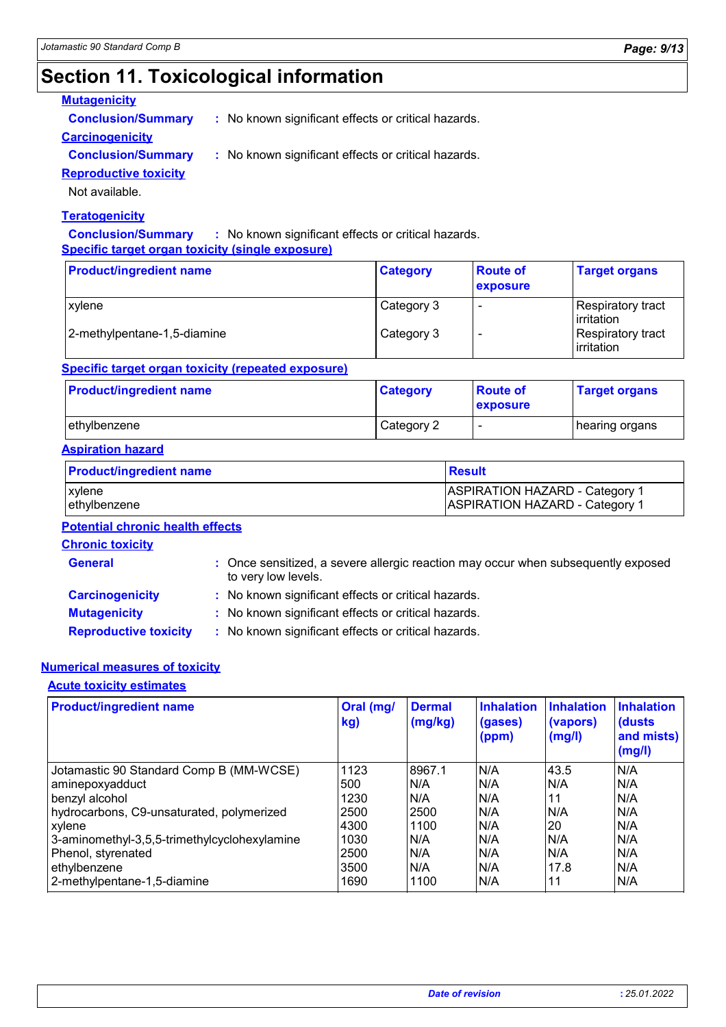# Section 11. Toxicological information

**Mutagenicity**

**Conclusion/Summary** : No known significant effects or critical hazards.

**Carcinogenicity**

**Conclusion/Summary** : No known significant effects or critical hazards.

**Reproductive toxicity**

Not available.

**Teratogenicity**

**Conclusion/Summary** : No known significant effects or critical hazards.

**Specific target organ toxicity (single exposure)**

| Product/ingredient name | Category | Route of exposure | Target organs |
|---|---|---|---|
| xylene | Category 3 | - | Respiratory tract irritation |
| 2-methylpentane-1,5-diamine | Category 3 | - | Respiratory tract irritation |

**Specific target organ toxicity (repeated exposure)**

| Product/ingredient name | Category | Route of exposure | Target organs |
|---|---|---|---|
| ethylbenzene | Category 2 | - | hearing organs |

**Aspiration hazard**

| Product/ingredient name | Result |
|---|---|
| xylene | ASPIRATION HAZARD - Category 1 |
| ethylbenzene | ASPIRATION HAZARD - Category 1 |

**Potential chronic health effects**

**Chronic toxicity**

**General** : Once sensitized, a severe allergic reaction may occur when subsequently exposed to very low levels.

**Carcinogenicity** : No known significant effects or critical hazards.

**Mutagenicity** : No known significant effects or critical hazards.

**Reproductive toxicity** : No known significant effects or critical hazards.

**Numerical measures of toxicity**

**Acute toxicity estimates**

| Product/ingredient name | Oral (mg/kg) | Dermal (mg/kg) | Inhalation (gases) (ppm) | Inhalation (vapors) (mg/l) | Inhalation (dusts and mists) (mg/l) |
|---|---|---|---|---|---|
| Jotamastic 90 Standard Comp B (MM-WCSE) | 1123 | 8967.1 | N/A | 43.5 | N/A |
| aminepoxyadduct | 500 | N/A | N/A | N/A | N/A |
| benzyl alcohol | 1230 | N/A | N/A | 11 | N/A |
| hydrocarbons, C9-unsaturated, polymerized | 2500 | 2500 | N/A | N/A | N/A |
| xylene | 4300 | 1100 | N/A | 20 | N/A |
| 3-aminomethyl-3,5,5-trimethylcyclohexylamine | 1030 | N/A | N/A | N/A | N/A |
| Phenol, styrenated | 2500 | N/A | N/A | N/A | N/A |
| ethylbenzene | 3500 | N/A | N/A | 17.8 | N/A |
| 2-methylpentane-1,5-diamine | 1690 | 1100 | N/A | 11 | N/A |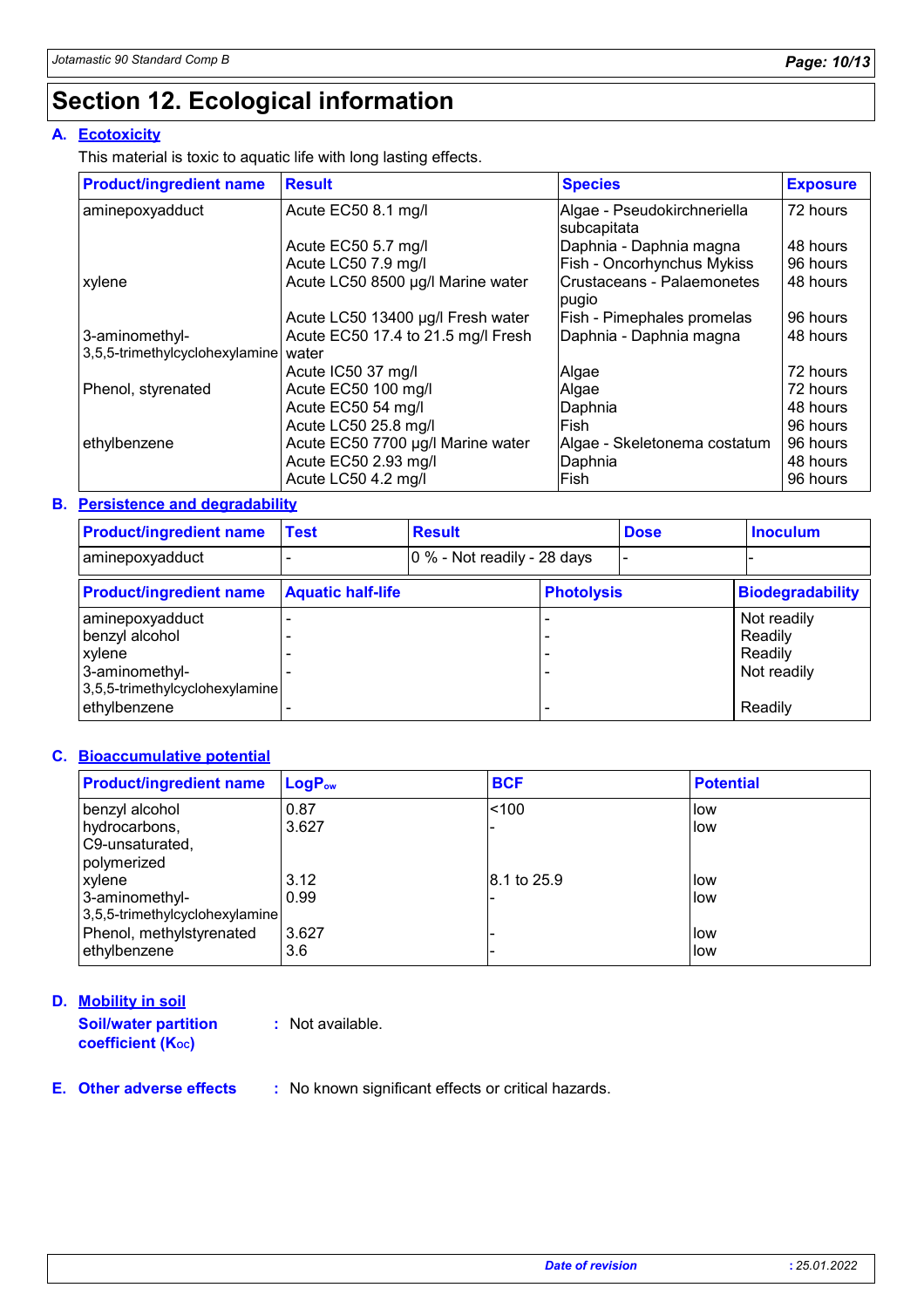# Section 12. Ecological information

**A. Ecotoxicity**

This material is toxic to aquatic life with long lasting effects.

| Product/ingredient name | Result | Species | Exposure |
|---|---|---|---|
| aminepoxyadduct | Acute EC50 8.1 mg/l | Algae - Pseudokirchneriella subcapitata | 72 hours |
| | Acute EC50 5.7 mg/l | Daphnia - Daphnia magna | 48 hours |
| | Acute LC50 7.9 mg/l | Fish - Oncorhynchus Mykiss | 96 hours |
| xylene | Acute LC50 8500 µg/l Marine water | Crustaceans - Palaemonetes pugio | 48 hours |
| | Acute LC50 13400 µg/l Fresh water | Fish - Pimephales promelas | 96 hours |
| 3-aminomethyl-3,5,5-trimethylcyclohexylamine | Acute EC50 17.4 to 21.5 mg/l Fresh water | Daphnia - Daphnia magna | 48 hours |
| | Acute IC50 37 mg/l | Algae | 72 hours |
| Phenol, styrenated | Acute EC50 100 mg/l | Algae | 72 hours |
| | Acute EC50 54 mg/l | Daphnia | 48 hours |
| | Acute LC50 25.8 mg/l | Fish | 96 hours |
| ethylbenzene | Acute EC50 7700 µg/l Marine water | Algae - Skeletonema costatum | 96 hours |
| | Acute EC50 2.93 mg/l | Daphnia | 48 hours |
| | Acute LC50 4.2 mg/l | Fish | 96 hours |

**B. Persistence and degradability**

| Product/ingredient name | Test | Result | Dose | Inoculum |
|---|---|---|---|---|
| aminepoxyadduct | - | 0 % - Not readily - 28 days | - | - |

| Product/ingredient name | Aquatic half-life | Photolysis | Biodegradability |
|---|---|---|---|
| aminepoxyadduct | - | - | Not readily |
| benzyl alcohol | - | - | Readily |
| xylene | - | - | Readily |
| 3-aminomethyl-3,5,5-trimethylcyclohexylamine | - | - | Not readily |
| ethylbenzene | - | - | Readily |

**C. Bioaccumulative potential**

| Product/ingredient name | $LogP_{ow}$ | BCF | Potential |
|---|---|---|---|
| benzyl alcohol | 0.87 | <100 | low |
| hydrocarbons, C9-unsaturated, polymerized | 3.627 | - | low |
| xylene | 3.12 | 8.1 to 25.9 | low |
| 3-aminomethyl-3,5,5-trimethylcyclohexylamine | 0.99 | - | low |
| Phenol, methylstyrenated | 3.627 | - | low |
| ethylbenzene | 3.6 | - | low |

**D. Mobility in soil**

**Soil/water partition coefficient ($K_{OC}$)** : Not available.

**E. Other adverse effects** : No known significant effects or critical hazards.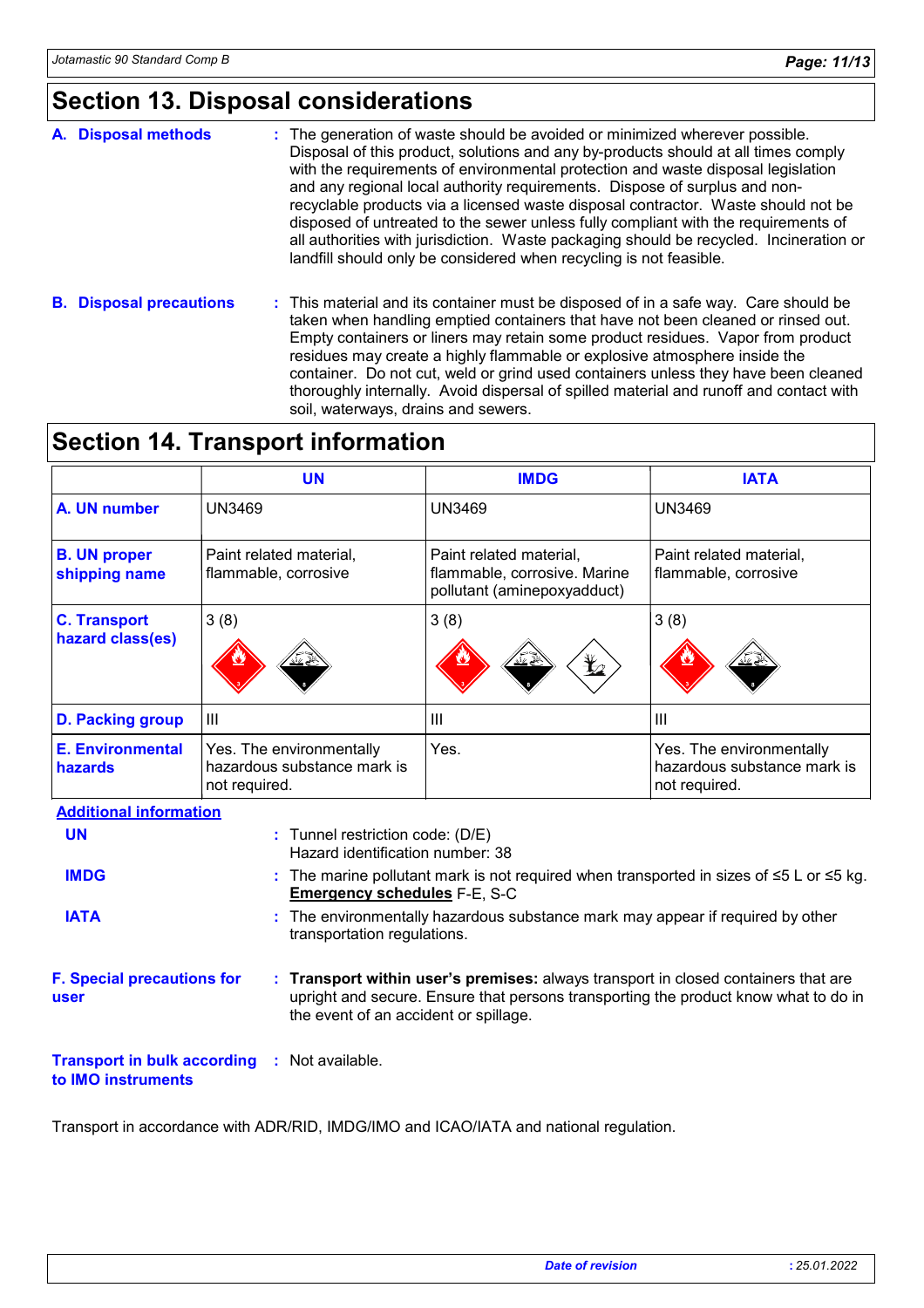# Section 13. Disposal considerations

**A. Disposal methods** : The generation of waste should be avoided or minimized wherever possible. Disposal of this product, solutions and any by-products should at all times comply with the requirements of environmental protection and waste disposal legislation and any regional local authority requirements. Dispose of surplus and non-recyclable products via a licensed waste disposal contractor. Waste should not be disposed of untreated to the sewer unless fully compliant with the requirements of all authorities with jurisdiction. Waste packaging should be recycled. Incineration or landfill should only be considered when recycling is not feasible.

**B. Disposal precautions** : This material and its container must be disposed of in a safe way. Care should be taken when handling emptied containers that have not been cleaned or rinsed out. Empty containers or liners may retain some product residues. Vapor from product residues may create a highly flammable or explosive atmosphere inside the container. Do not cut, weld or grind used containers unless they have been cleaned thoroughly internally. Avoid dispersal of spilled material and runoff and contact with soil, waterways, drains and sewers.

# Section 14. Transport information

| | UN | IMDG | IATA |
|---|---|---|---|
| **A. UN number** | UN3469 | UN3469 | UN3469 |
| **B. UN proper shipping name** | Paint related material, flammable, corrosive | Paint related material, flammable, corrosive. Marine pollutant (aminepoxyadduct) | Paint related material, flammable, corrosive |
| **C. Transport hazard class(es)** | 3 (8) | 3 (8) | 3 (8) |
| **D. Packing group** | III | III | III |
| **E. Environmental hazards** | Yes. The environmentally hazardous substance mark is not required. | Yes. | Yes. The environmentally hazardous substance mark is not required. |

**Additional information**

**UN** : Tunnel restriction code: (D/E)
Hazard identification number: 38

**IMDG** : The marine pollutant mark is not required when transported in sizes of ≤5 L or ≤5 kg.
**Emergency schedules** F-E, S-C

**IATA** : The environmentally hazardous substance mark may appear if required by other transportation regulations.

**F. Special precautions for user** : **Transport within user's premises:** always transport in closed containers that are upright and secure. Ensure that persons transporting the product know what to do in the event of an accident or spillage.

**Transport in bulk according to IMO instruments** : Not available.

Transport in accordance with ADR/RID, IMDG/IMO and ICAO/IATA and national regulation.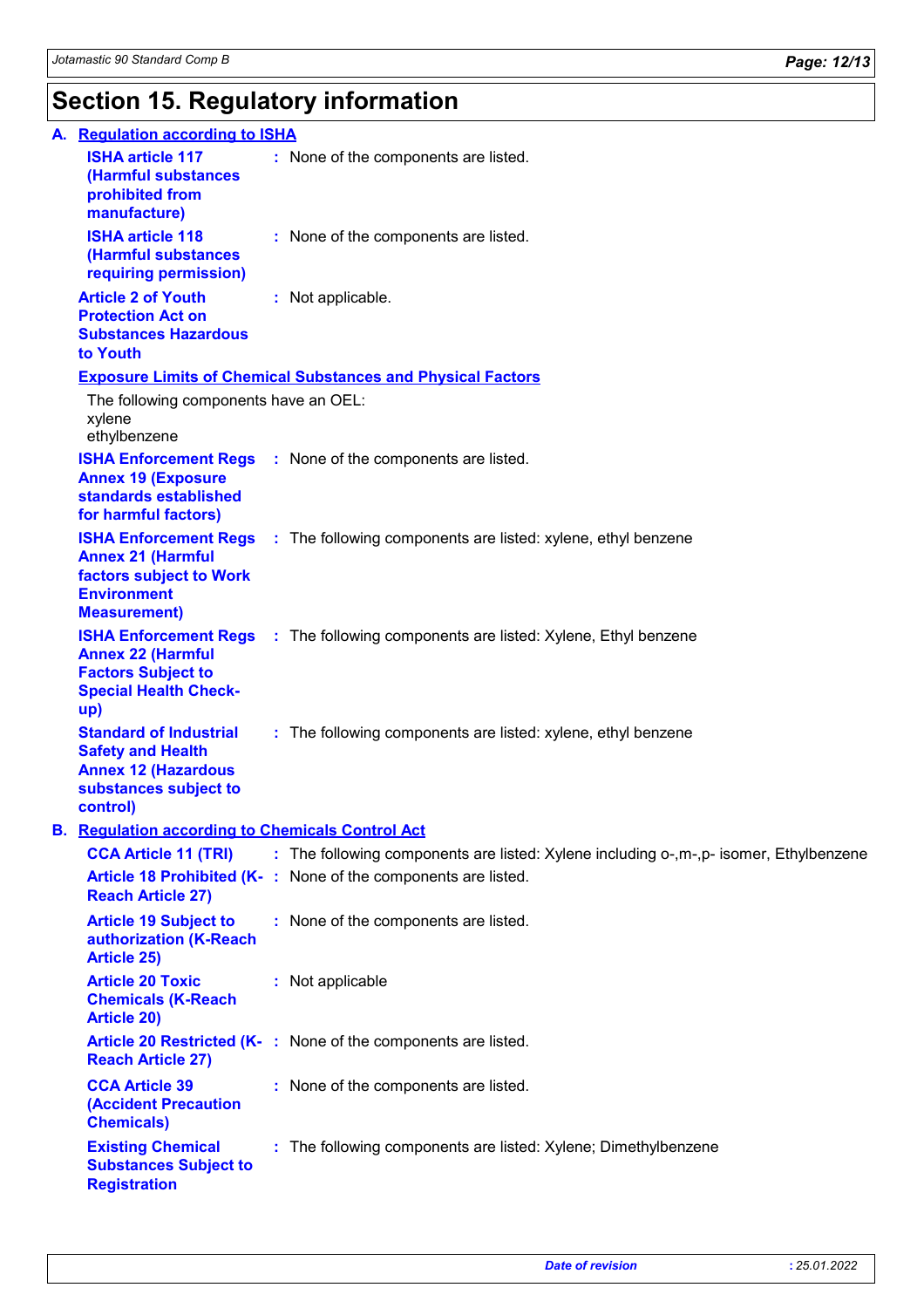# Section 15. Regulatory information

**A. Regulation according to ISHA**

**ISHA article 117 (Harmful substances prohibited from manufacture)** : None of the components are listed.

**ISHA article 118 (Harmful substances requiring permission)** : None of the components are listed.

**Article 2 of Youth Protection Act on Substances Hazardous to Youth** : Not applicable.

**Exposure Limits of Chemical Substances and Physical Factors**

The following components have an OEL:
xylene
ethylbenzene

**ISHA Enforcement Regs Annex 19 (Exposure standards established for harmful factors)** : None of the components are listed.

**ISHA Enforcement Regs Annex 21 (Harmful factors subject to Work Environment Measurement)** : The following components are listed: xylene, ethyl benzene

**ISHA Enforcement Regs Annex 22 (Harmful Factors Subject to Special Health Check-up)** : The following components are listed: Xylene, Ethyl benzene

**Standard of Industrial Safety and Health Annex 12 (Hazardous substances subject to control)** : The following components are listed: xylene, ethyl benzene

**B. Regulation according to Chemicals Control Act**

**CCA Article 11 (TRI)** : The following components are listed: Xylene including o-,m-,p- isomer, Ethylbenzene

**Article 18 Prohibited (K-Reach Article 27)** : None of the components are listed.

**Article 19 Subject to authorization (K-Reach Article 25)** : None of the components are listed.

**Article 20 Toxic Chemicals (K-Reach Article 20)** : Not applicable

**Article 20 Restricted (K-Reach Article 27)** : None of the components are listed.

**CCA Article 39 (Accident Precaution Chemicals)** : None of the components are listed.

**Existing Chemical Substances Subject to Registration** : The following components are listed: Xylene; Dimethylbenzene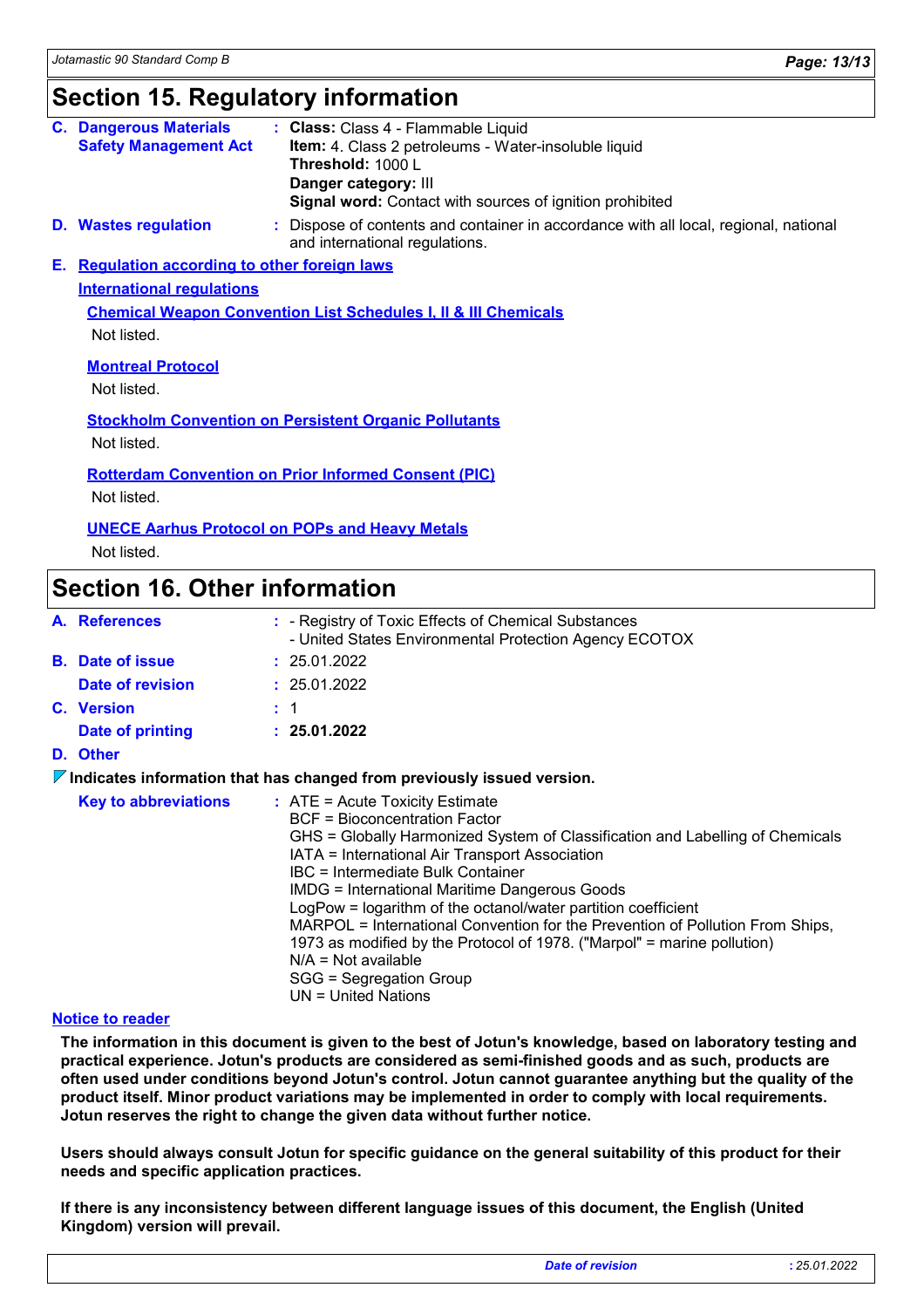## Section 15. Regulatory information

**C. Dangerous Materials Safety Management Act** : **Class:** Class 4 - Flammable Liquid
**Item:** 4. Class 2 petroleums - Water-insoluble liquid
**Threshold:** 1000 L
**Danger category:** III
**Signal word:** Contact with sources of ignition prohibited

**D. Wastes regulation** : Dispose of contents and container in accordance with all local, regional, national and international regulations.

**E. Regulation according to other foreign laws**

**International regulations**

**Chemical Weapon Convention List Schedules I, II & III Chemicals**

Not listed.

**Montreal Protocol**

Not listed.

**Stockholm Convention on Persistent Organic Pollutants**

Not listed.

**Rotterdam Convention on Prior Informed Consent (PIC)**

Not listed.

**UNECE Aarhus Protocol on POPs and Heavy Metals**

Not listed.

## Section 16. Other information

**A. References** : - Registry of Toxic Effects of Chemical Substances
- United States Environmental Protection Agency ECOTOX

**B. Date of issue** : 25.01.2022

**Date of revision** : 25.01.2022

**C. Version** : 1

**Date of printing** : **25.01.2022**

**D. Other**

**Indicates information that has changed from previously issued version.**

**Key to abbreviations** : ATE = Acute Toxicity Estimate
BCF = Bioconcentration Factor
GHS = Globally Harmonized System of Classification and Labelling of Chemicals
IATA = International Air Transport Association
IBC = Intermediate Bulk Container
IMDG = International Maritime Dangerous Goods
LogPow = logarithm of the octanol/water partition coefficient
MARPOL = International Convention for the Prevention of Pollution From Ships, 1973 as modified by the Protocol of 1978. ("Marpol" = marine pollution)
N/A = Not available
SGG = Segregation Group
UN = United Nations

**Notice to reader**

**The information in this document is given to the best of Jotun's knowledge, based on laboratory testing and practical experience. Jotun's products are considered as semi-finished goods and as such, products are often used under conditions beyond Jotun's control. Jotun cannot guarantee anything but the quality of the product itself. Minor product variations may be implemented in order to comply with local requirements. Jotun reserves the right to change the given data without further notice.**

**Users should always consult Jotun for specific guidance on the general suitability of this product for their needs and specific application practices.**

**If there is any inconsistency between different language issues of this document, the English (United Kingdom) version will prevail.**